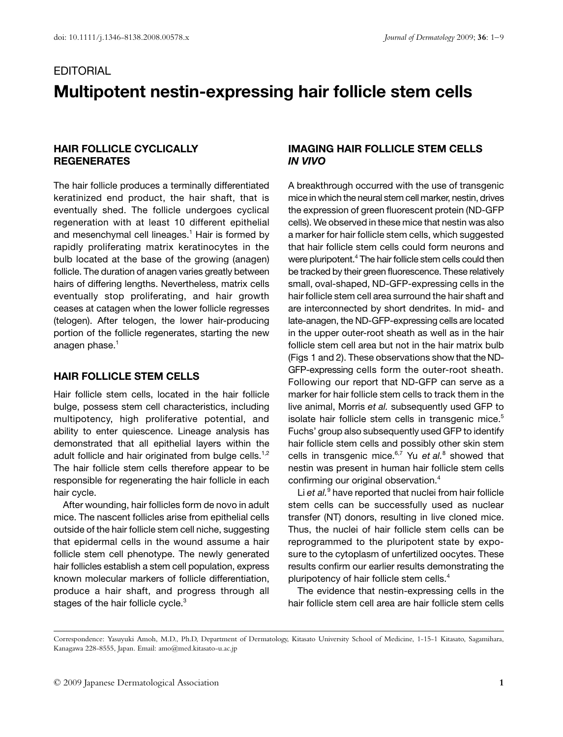EDITORIAL

# Multipotent nestin-expressing hair follicle stem cells

## HAIR FOLLICLE CYCLICALLY REGENERATES

The hair follicle produces a terminally differentiated keratinized end product, the hair shaft, that is eventually shed. The follicle undergoes cyclical regeneration with at least 10 different epithelial and mesenchymal cell lineages.[1] Hair is formed by rapidly proliferating matrix keratinocytes in the bulb located at the base of the growing (anagen) follicle. The duration of anagen varies greatly between hairs of differing lengths. Nevertheless, matrix cells eventually stop proliferating, and hair growth ceases at catagen when the lower follicle regresses (telogen). After telogen, the lower hair-producing portion of the follicle regenerates, starting the new anagen phase.[1]

## HAIR FOLLICLE STEM CELLS

Hair follicle stem cells, located in the hair follicle bulge, possess stem cell characteristics, including multipotency, high proliferative potential, and ability to enter quiescence. Lineage analysis has demonstrated that all epithelial layers within the adult follicle and hair originated from bulge cells.[1,2] The hair follicle stem cells therefore appear to be responsible for regenerating the hair follicle in each hair cycle.

After wounding, hair follicles form de novo in adult mice. The nascent follicles arise from epithelial cells outside of the hair follicle stem cell niche, suggesting that epidermal cells in the wound assume a hair follicle stem cell phenotype. The newly generated hair follicles establish a stem cell population, express known molecular markers of follicle differentiation, produce a hair shaft, and progress through all stages of the hair follicle cycle.[3]

## IMAGING HAIR FOLLICLE STEM CELLS *IN VIVO*

A breakthrough occurred with the use of transgenic mice in which the neural stem cell marker, nestin, drives the expression of green fluorescent protein (ND-GFP cells). We observed in these mice that nestin was also a marker for hair follicle stem cells, which suggested that hair follicle stem cells could form neurons and were pluripotent.[4] The hair follicle stem cells could then be tracked by their green fluorescence. These relatively small, oval-shaped, ND-GFP-expressing cells in the hair follicle stem cell area surround the hair shaft and are interconnected by short dendrites. In mid- and late-anagen, the ND-GFP-expressing cells are located in the upper outer-root sheath as well as in the hair follicle stem cell area but not in the hair matrix bulb (Figs 1 and 2). These observations show that the ND-GFP-expressing cells form the outer-root sheath. Following our report that ND-GFP can serve as a marker for hair follicle stem cells to track them in the live animal, Morris *et al.* subsequently used GFP to isolate hair follicle stem cells in transgenic mice.[5] Fuchs' group also subsequently used GFP to identify hair follicle stem cells and possibly other skin stem cells in transgenic mice.[6,7] Yu *et al.*[8] showed that nestin was present in human hair follicle stem cells confirming our original observation.[4]

Li *et al.*[9] have reported that nuclei from hair follicle stem cells can be successfully used as nuclear transfer (NT) donors, resulting in live cloned mice. Thus, the nuclei of hair follicle stem cells can be reprogrammed to the pluripotent state by exposure to the cytoplasm of unfertilized oocytes. These results confirm our earlier results demonstrating the pluripotency of hair follicle stem cells.[4]

The evidence that nestin-expressing cells in the hair follicle stem cell area are hair follicle stem cells

---

Correspondence: Yasuyuki Amoh, M.D., Ph.D, Department of Dermatology, Kitasato University School of Medicine, 1-15-1 Kitasato, Sagamihara, Kanagawa 228-8555, Japan. Email: amo@med.kitasato-u.ac.jp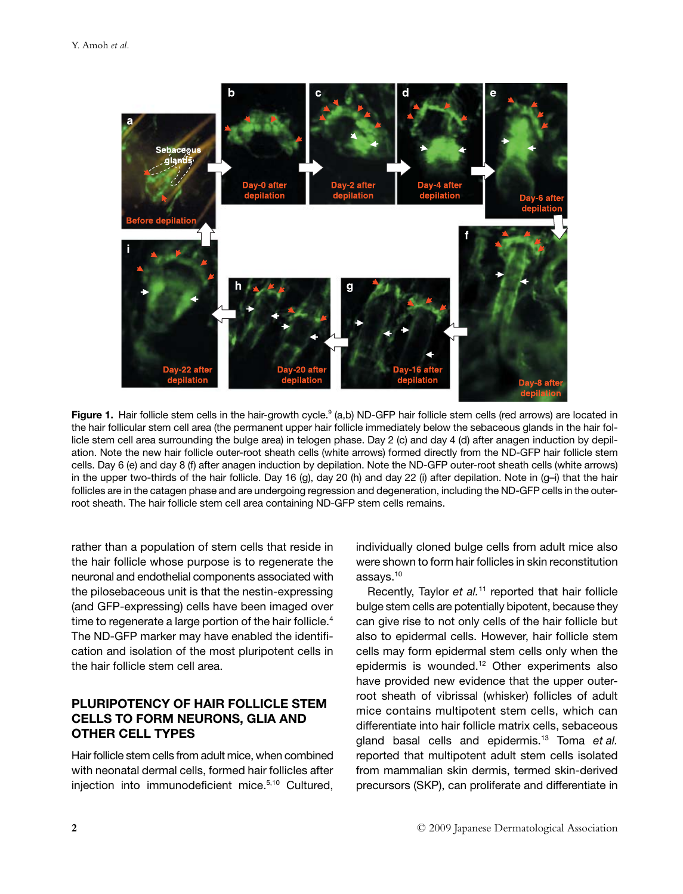**Figure 1.** Hair follicle stem cells in the hair-growth cycle.[9] (a,b) ND-GFP hair follicle stem cells (red arrows) are located in the hair follicular stem cell area (the permanent upper hair follicle immediately below the sebaceous glands in the hair follicle stem cell area surrounding the bulge area) in telogen phase. Day 2 (c) and day 4 (d) after anagen induction by depilation. Note the new hair follicle outer-root sheath cells (white arrows) formed directly from the ND-GFP hair follicle stem cells. Day 6 (e) and day 8 (f) after anagen induction by depilation. Note the ND-GFP outer-root sheath cells (white arrows) in the upper two-thirds of the hair follicle. Day 16 (g), day 20 (h) and day 22 (i) after depilation. Note in (g–i) that the hair follicles are in the catagen phase and are undergoing regression and degeneration, including the ND-GFP cells in the outer-root sheath. The hair follicle stem cell area containing ND-GFP stem cells remains.

rather than a population of stem cells that reside in the hair follicle whose purpose is to regenerate the neuronal and endothelial components associated with the pilosebaceous unit is that the nestin-expressing (and GFP-expressing) cells have been imaged over time to regenerate a large portion of the hair follicle.[4] The ND-GFP marker may have enabled the identification and isolation of the most pluripotent cells in the hair follicle stem cell area.

## PLURIPOTENCY OF HAIR FOLLICLE STEM CELLS TO FORM NEURONS, GLIA AND OTHER CELL TYPES

Hair follicle stem cells from adult mice, when combined with neonatal dermal cells, formed hair follicles after injection into immunodeficient mice.[5,10] Cultured, individually cloned bulge cells from adult mice also were shown to form hair follicles in skin reconstitution assays.[10]

Recently, Taylor *et al.*[11] reported that hair follicle bulge stem cells are potentially bipotent, because they can give rise to not only cells of the hair follicle but also to epidermal cells. However, hair follicle stem cells may form epidermal stem cells only when the epidermis is wounded.[12] Other experiments also have provided new evidence that the upper outer-root sheath of vibrissal (whisker) follicles of adult mice contains multipotent stem cells, which can differentiate into hair follicle matrix cells, sebaceous gland basal cells and epidermis.[13] Toma *et al.* reported that multipotent adult stem cells isolated from mammalian skin dermis, termed skin-derived precursors (SKP), can proliferate and differentiate in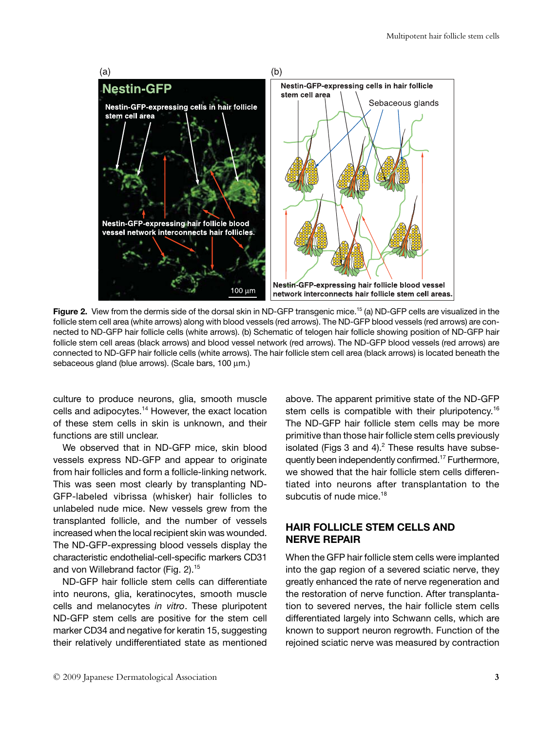**Figure 2.** View from the dermis side of the dorsal skin in ND-GFP transgenic mice.[15] (a) ND-GFP cells are visualized in the follicle stem cell area (white arrows) along with blood vessels (red arrows). The ND-GFP blood vessels (red arrows) are connected to ND-GFP hair follicle cells (white arrows). (b) Schematic of telogen hair follicle showing position of ND-GFP hair follicle stem cell areas (black arrows) and blood vessel network (red arrows). The ND-GFP blood vessels (red arrows) are connected to ND-GFP hair follicle cells (white arrows). The hair follicle stem cell area (black arrows) is located beneath the sebaceous gland (blue arrows). (Scale bars, 100 µm.)

culture to produce neurons, glia, smooth muscle cells and adipocytes.[14] However, the exact location of these stem cells in skin is unknown, and their functions are still unclear.

We observed that in ND-GFP mice, skin blood vessels express ND-GFP and appear to originate from hair follicles and form a follicle-linking network. This was seen most clearly by transplanting ND-GFP-labeled vibrissa (whisker) hair follicles to unlabeled nude mice. New vessels grew from the transplanted follicle, and the number of vessels increased when the local recipient skin was wounded. The ND-GFP-expressing blood vessels display the characteristic endothelial-cell-specific markers CD31 and von Willebrand factor (Fig. 2).[15]

ND-GFP hair follicle stem cells can differentiate into neurons, glia, keratinocytes, smooth muscle cells and melanocytes *in vitro*. These pluripotent ND-GFP stem cells are positive for the stem cell marker CD34 and negative for keratin 15, suggesting their relatively undifferentiated state as mentioned above. The apparent primitive state of the ND-GFP stem cells is compatible with their pluripotency.[16] The ND-GFP hair follicle stem cells may be more primitive than those hair follicle stem cells previously isolated (Figs 3 and 4).[2] These results have subsequently been independently confirmed.[17] Furthermore, we showed that the hair follicle stem cells differentiated into neurons after transplantation to the subcutis of nude mice.[18]

## HAIR FOLLICLE STEM CELLS AND NERVE REPAIR

When the GFP hair follicle stem cells were implanted into the gap region of a severed sciatic nerve, they greatly enhanced the rate of nerve regeneration and the restoration of nerve function. After transplantation to severed nerves, the hair follicle stem cells differentiated largely into Schwann cells, which are known to support neuron regrowth. Function of the rejoined sciatic nerve was measured by contraction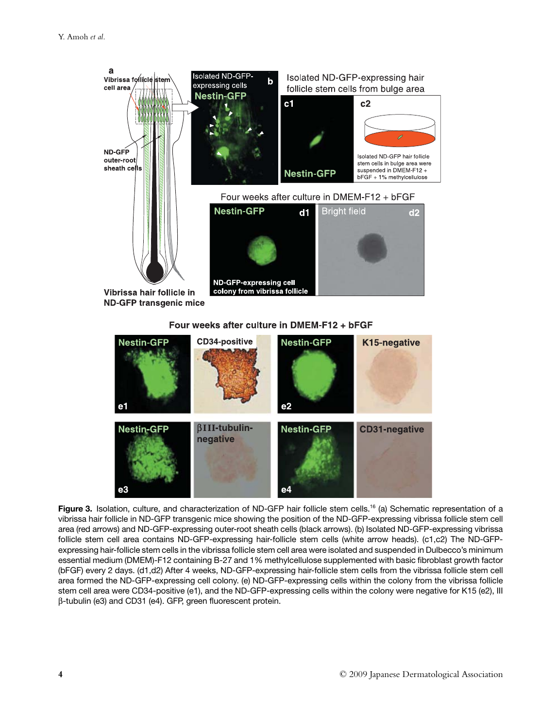**Figure 3.** Isolation, culture, and characterization of ND-GFP hair follicle stem cells.[16] (a) Schematic representation of a vibrissa hair follicle in ND-GFP transgenic mice showing the position of the ND-GFP-expressing vibrissa follicle stem cell area (red arrows) and ND-GFP-expressing outer-root sheath cells (black arrows). (b) Isolated ND-GFP-expressing vibrissa follicle stem cell area contains ND-GFP-expressing hair-follicle stem cells (white arrow heads). (c1,c2) The ND-GFP-expressing hair-follicle stem cells in the vibrissa follicle stem cell area were isolated and suspended in Dulbecco's minimum essential medium (DMEM)-F12 containing B-27 and 1% methylcellulose supplemented with basic fibroblast growth factor (bFGF) every 2 days. (d1,d2) After 4 weeks, ND-GFP-expressing hair-follicle stem cells from the vibrissa follicle stem cell area formed the ND-GFP-expressing cell colony. (e) ND-GFP-expressing cells within the colony from the vibrissa follicle stem cell area were CD34-positive (e1), and the ND-GFP-expressing cells within the colony were negative for K15 (e2), III β-tubulin (e3) and CD31 (e4). GFP, green fluorescent protein.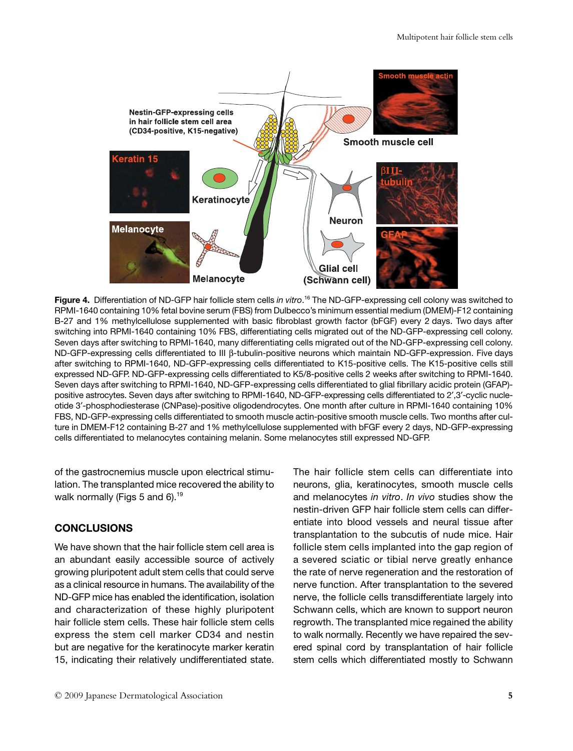**Figure 4.** Differentiation of ND-GFP hair follicle stem cells *in vitro*.[16] The ND-GFP-expressing cell colony was switched to RPMI-1640 containing 10% fetal bovine serum (FBS) from Dulbecco's minimum essential medium (DMEM)-F12 containing B-27 and 1% methylcellulose supplemented with basic fibroblast growth factor (bFGF) every 2 days. Two days after switching into RPMI-1640 containing 10% FBS, differentiating cells migrated out of the ND-GFP-expressing cell colony. Seven days after switching to RPMI-1640, many differentiating cells migrated out of the ND-GFP-expressing cell colony. ND-GFP-expressing cells differentiated to III β-tubulin-positive neurons which maintain ND-GFP-expression. Five days after switching to RPMI-1640, ND-GFP-expressing cells differentiated to K15-positive cells. The K15-positive cells still expressed ND-GFP. ND-GFP-expressing cells differentiated to K5/8-positive cells 2 weeks after switching to RPMI-1640. Seven days after switching to RPMI-1640, ND-GFP-expressing cells differentiated to glial fibrillary acidic protein (GFAP)-positive astrocytes. Seven days after switching to RPMI-1640, ND-GFP-expressing cells differentiated to 2′,3′-cyclic nucleotide 3′-phosphodiesterase (CNPase)-positive oligodendrocytes. One month after culture in RPMI-1640 containing 10% FBS, ND-GFP-expressing cells differentiated to smooth muscle actin-positive smooth muscle cells. Two months after culture in DMEM-F12 containing B-27 and 1% methylcellulose supplemented with bFGF every 2 days, ND-GFP-expressing cells differentiated to melanocytes containing melanin. Some melanocytes still expressed ND-GFP.

of the gastrocnemius muscle upon electrical stimulation. The transplanted mice recovered the ability to walk normally (Figs 5 and 6).[19]

## CONCLUSIONS

We have shown that the hair follicle stem cell area is an abundant easily accessible source of actively growing pluripotent adult stem cells that could serve as a clinical resource in humans. The availability of the ND-GFP mice has enabled the identification, isolation and characterization of these highly pluripotent hair follicle stem cells. These hair follicle stem cells express the stem cell marker CD34 and nestin but are negative for the keratinocyte marker keratin 15, indicating their relatively undifferentiated state. The hair follicle stem cells can differentiate into neurons, glia, keratinocytes, smooth muscle cells and melanocytes *in vitro*. *In vivo* studies show the nestin-driven GFP hair follicle stem cells can differentiate into blood vessels and neural tissue after transplantation to the subcutis of nude mice. Hair follicle stem cells implanted into the gap region of a severed sciatic or tibial nerve greatly enhance the rate of nerve regeneration and the restoration of nerve function. After transplantation to the severed nerve, the follicle cells transdifferentiate largely into Schwann cells, which are known to support neuron regrowth. The transplanted mice regained the ability to walk normally. Recently we have repaired the severed spinal cord by transplantation of hair follicle stem cells which differentiated mostly to Schwann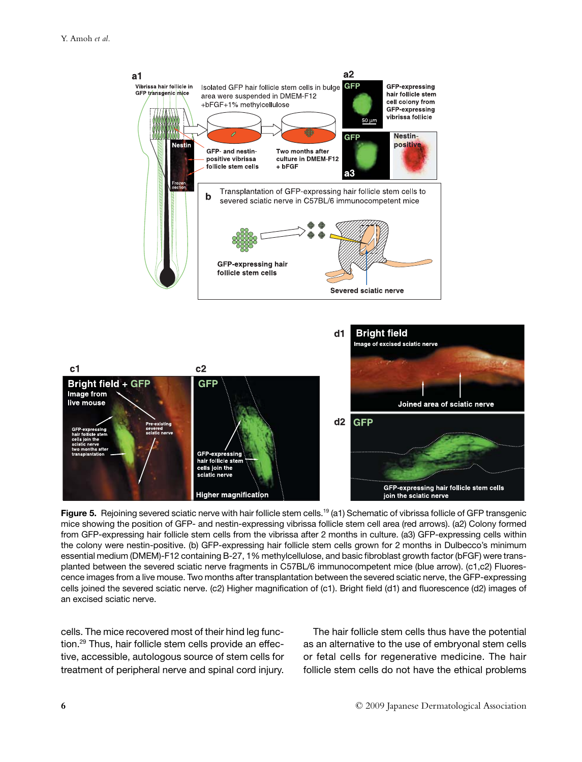**Figure 5.** Rejoining severed sciatic nerve with hair follicle stem cells.[19] (a1) Schematic of vibrissa follicle of GFP transgenic mice showing the position of GFP- and nestin-expressing vibrissa follicle stem cell area (red arrows). (a2) Colony formed from GFP-expressing hair follicle stem cells from the vibrissa after 2 months in culture. (a3) GFP-expressing cells within the colony were nestin-positive. (b) GFP-expressing hair follicle stem cells grown for 2 months in Dulbecco's minimum essential medium (DMEM)-F12 containing B-27, 1% methylcellulose, and basic fibroblast growth factor (bFGF) were transplanted between the severed sciatic nerve fragments in C57BL/6 immunocompetent mice (blue arrow). (c1,c2) Fluorescence images from a live mouse. Two months after transplantation between the severed sciatic nerve, the GFP-expressing cells joined the severed sciatic nerve. (c2) Higher magnification of (c1). Bright field (d1) and fluorescence (d2) images of an excised sciatic nerve.

cells. The mice recovered most of their hind leg function.[29] Thus, hair follicle stem cells provide an effective, accessible, autologous source of stem cells for treatment of peripheral nerve and spinal cord injury.

The hair follicle stem cells thus have the potential as an alternative to the use of embryonal stem cells or fetal cells for regenerative medicine. The hair follicle stem cells do not have the ethical problems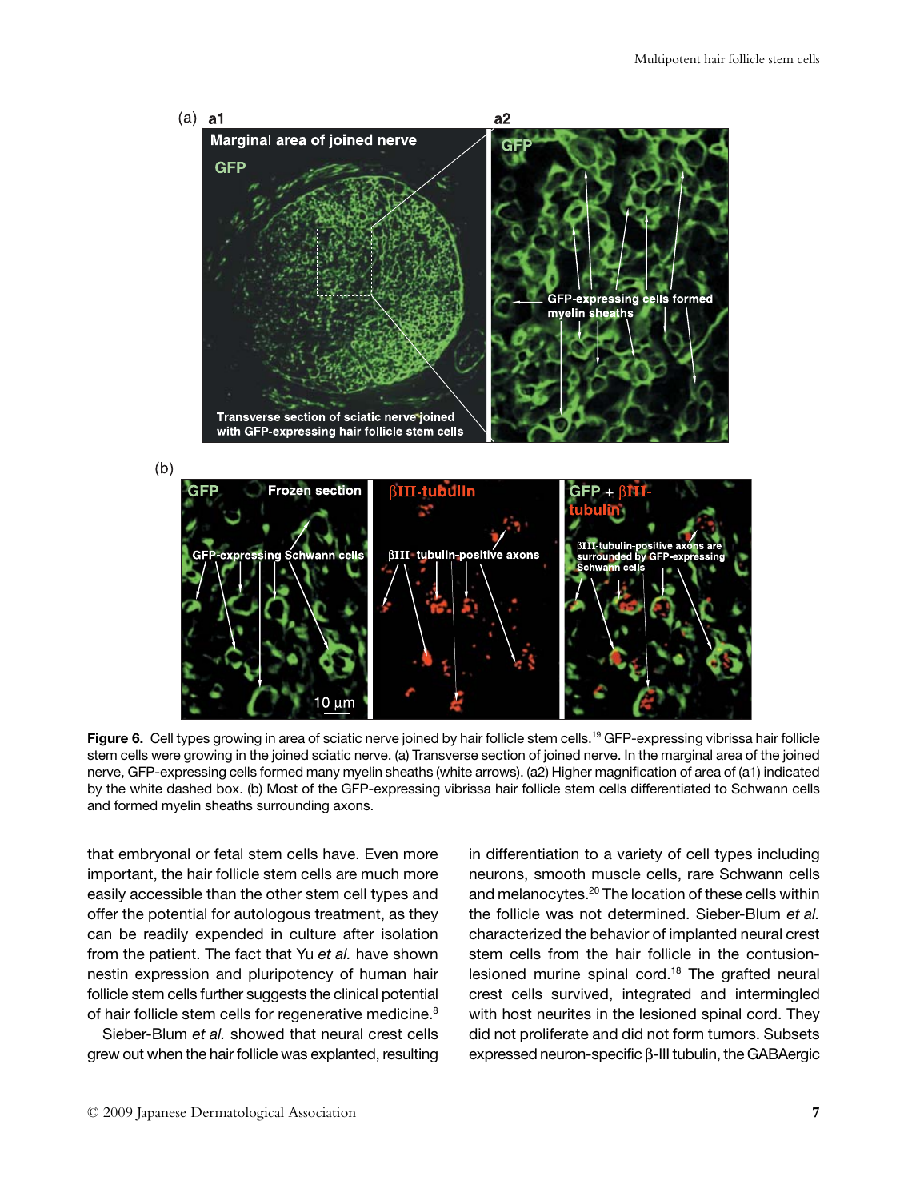**Figure 6.** Cell types growing in area of sciatic nerve joined by hair follicle stem cells.[19] GFP-expressing vibrissa hair follicle stem cells were growing in the joined sciatic nerve. (a) Transverse section of joined nerve. In the marginal area of the joined nerve, GFP-expressing cells formed many myelin sheaths (white arrows). (a2) Higher magnification of area of (a1) indicated by the white dashed box. (b) Most of the GFP-expressing vibrissa hair follicle stem cells differentiated to Schwann cells and formed myelin sheaths surrounding axons.

that embryonal or fetal stem cells have. Even more important, the hair follicle stem cells are much more easily accessible than the other stem cell types and offer the potential for autologous treatment, as they can be readily expended in culture after isolation from the patient. The fact that Yu *et al.* have shown nestin expression and pluripotency of human hair follicle stem cells further suggests the clinical potential of hair follicle stem cells for regenerative medicine.[8]

Sieber-Blum *et al.* showed that neural crest cells grew out when the hair follicle was explanted, resulting in differentiation to a variety of cell types including neurons, smooth muscle cells, rare Schwann cells and melanocytes.[20] The location of these cells within the follicle was not determined. Sieber-Blum *et al.* characterized the behavior of implanted neural crest stem cells from the hair follicle in the contusion-lesioned murine spinal cord.[18] The grafted neural crest cells survived, integrated and intermingled with host neurites in the lesioned spinal cord. They did not proliferate and did not form tumors. Subsets expressed neuron-specific β-III tubulin, the GABAergic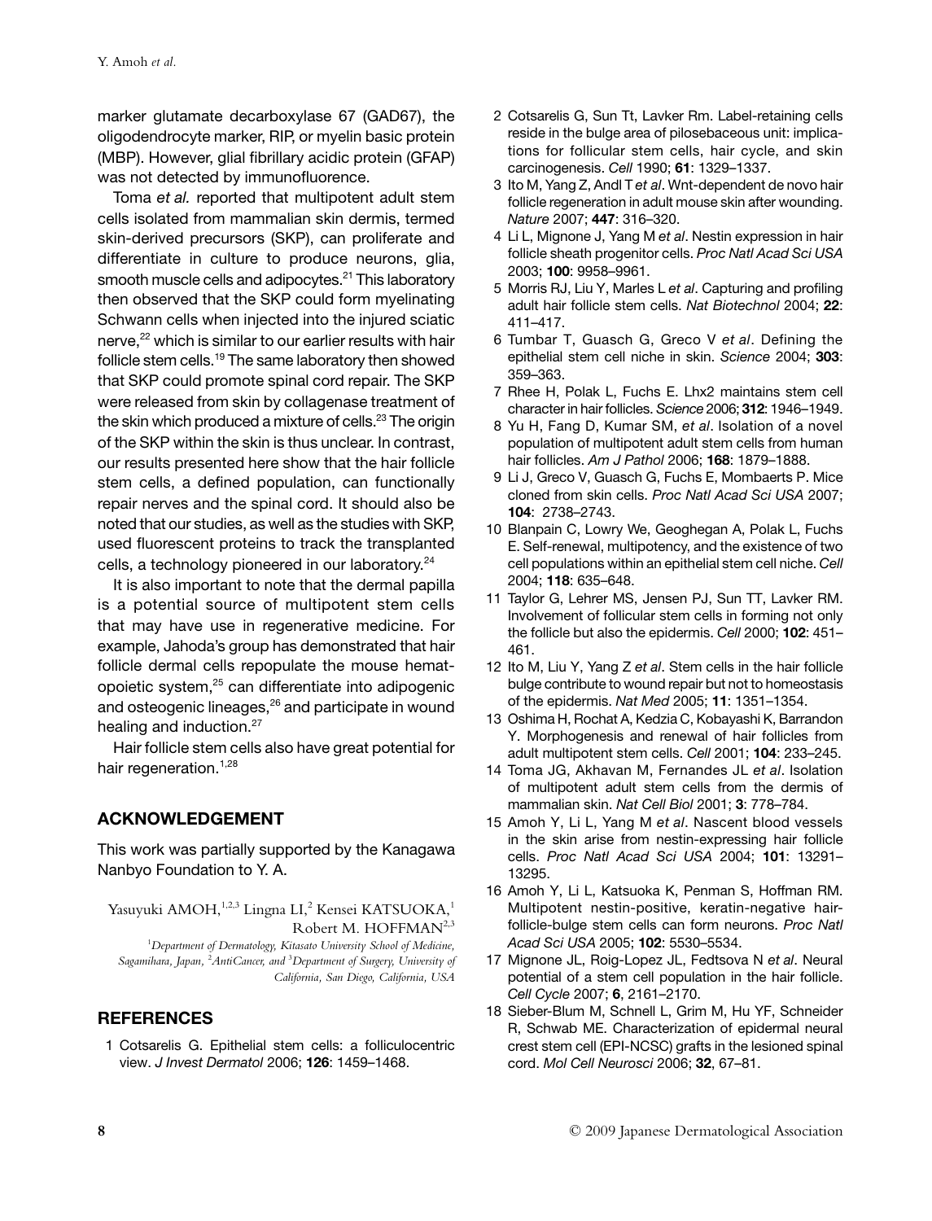marker glutamate decarboxylase 67 (GAD67), the oligodendrocyte marker, RIP, or myelin basic protein (MBP). However, glial fibrillary acidic protein (GFAP) was not detected by immunofluorence.

Toma *et al.* reported that multipotent adult stem cells isolated from mammalian skin dermis, termed skin-derived precursors (SKP), can proliferate and differentiate in culture to produce neurons, glia, smooth muscle cells and adipocytes.[21] This laboratory then observed that the SKP could form myelinating Schwann cells when injected into the injured sciatic nerve,[22] which is similar to our earlier results with hair follicle stem cells.[19] The same laboratory then showed that SKP could promote spinal cord repair. The SKP were released from skin by collagenase treatment of the skin which produced a mixture of cells.[23] The origin of the SKP within the skin is thus unclear. In contrast, our results presented here show that the hair follicle stem cells, a defined population, can functionally repair nerves and the spinal cord. It should also be noted that our studies, as well as the studies with SKP, used fluorescent proteins to track the transplanted cells, a technology pioneered in our laboratory.[24]

It is also important to note that the dermal papilla is a potential source of multipotent stem cells that may have use in regenerative medicine. For example, Jahoda's group has demonstrated that hair follicle dermal cells repopulate the mouse hematopoietic system,[25] can differentiate into adipogenic and osteogenic lineages,[26] and participate in wound healing and induction.[27]

Hair follicle stem cells also have great potential for hair regeneration.[1,28]

## ACKNOWLEDGEMENT

This work was partially supported by the Kanagawa Nanbyo Foundation to Y. A.

Yasuyuki AMOH,[1,2,3] Lingna LI,[2] Kensei KATSUOKA,[1] Robert M. HOFFMAN[2,3]

[1]*Department of Dermatology, Kitasato University School of Medicine, Sagamihara, Japan,* [2]*AntiCancer, and* [3]*Department of Surgery, University of California, San Diego, California, USA*

## REFERENCES

1. Cotsarelis G. Epithelial stem cells: a folliculocentric view. *J Invest Dermatol* 2006; **126**: 1459–1468.
2. Cotsarelis G, Sun Tt, Lavker Rm. Label-retaining cells reside in the bulge area of pilosebaceous unit: implications for follicular stem cells, hair cycle, and skin carcinogenesis. *Cell* 1990; **61**: 1329–1337.
3. Ito M, Yang Z, Andl T *et al*. Wnt-dependent de novo hair follicle regeneration in adult mouse skin after wounding. *Nature* 2007; **447**: 316–320.
4. Li L, Mignone J, Yang M *et al*. Nestin expression in hair follicle sheath progenitor cells. *Proc Natl Acad Sci USA* 2003; **100**: 9958–9961.
5. Morris RJ, Liu Y, Marles L *et al*. Capturing and profiling adult hair follicle stem cells. *Nat Biotechnol* 2004; **22**: 411–417.
6. Tumbar T, Guasch G, Greco V *et al*. Defining the epithelial stem cell niche in skin. *Science* 2004; **303**: 359–363.
7. Rhee H, Polak L, Fuchs E. Lhx2 maintains stem cell character in hair follicles. *Science* 2006; **312**: 1946–1949.
8. Yu H, Fang D, Kumar SM, *et al*. Isolation of a novel population of multipotent adult stem cells from human hair follicles. *Am J Pathol* 2006; **168**: 1879–1888.
9. Li J, Greco V, Guasch G, Fuchs E, Mombaerts P. Mice cloned from skin cells. *Proc Natl Acad Sci USA* 2007; **104**: 2738–2743.
10. Blanpain C, Lowry We, Geoghegan A, Polak L, Fuchs E. Self-renewal, multipotency, and the existence of two cell populations within an epithelial stem cell niche. *Cell* 2004; **118**: 635–648.
11. Taylor G, Lehrer MS, Jensen PJ, Sun TT, Lavker RM. Involvement of follicular stem cells in forming not only the follicle but also the epidermis. *Cell* 2000; **102**: 451–461.
12. Ito M, Liu Y, Yang Z *et al*. Stem cells in the hair follicle bulge contribute to wound repair but not to homeostasis of the epidermis. *Nat Med* 2005; **11**: 1351–1354.
13. Oshima H, Rochat A, Kedzia C, Kobayashi K, Barrandon Y. Morphogenesis and renewal of hair follicles from adult multipotent stem cells. *Cell* 2001; **104**: 233–245.
14. Toma JG, Akhavan M, Fernandes JL *et al*. Isolation of multipotent adult stem cells from the dermis of mammalian skin. *Nat Cell Biol* 2001; **3**: 778–784.
15. Amoh Y, Li L, Yang M *et al*. Nascent blood vessels in the skin arise from nestin-expressing hair follicle cells. *Proc Natl Acad Sci USA* 2004; **101**: 13291–13295.
16. Amoh Y, Li L, Katsuoka K, Penman S, Hoffman RM. Multipotent nestin-positive, keratin-negative hair-follicle-bulge stem cells can form neurons. *Proc Natl Acad Sci USA* 2005; **102**: 5530–5534.
17. Mignone JL, Roig-Lopez JL, Fedtsova N *et al*. Neural potential of a stem cell population in the hair follicle. *Cell Cycle* 2007; **6**, 2161–2170.
18. Sieber-Blum M, Schnell L, Grim M, Hu YF, Schneider R, Schwab ME. Characterization of epidermal neural crest stem cell (EPI-NCSC) grafts in the lesioned spinal cord. *Mol Cell Neurosci* 2006; **32**, 67–81.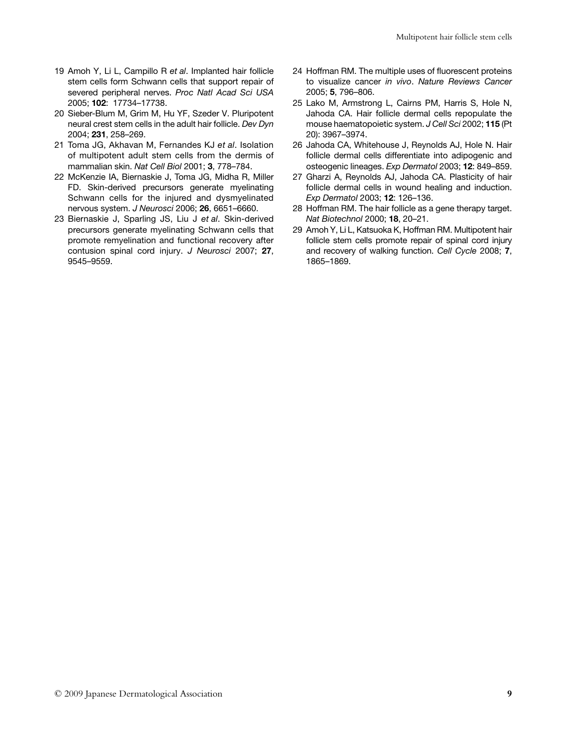19 Amoh Y, Li L, Campillo R *et al*. Implanted hair follicle stem cells form Schwann cells that support repair of severed peripheral nerves. *Proc Natl Acad Sci USA* 2005; **102**: 17734–17738.

20 Sieber-Blum M, Grim M, Hu YF, Szeder V. Pluripotent neural crest stem cells in the adult hair follicle. *Dev Dyn* 2004; **231**, 258–269.

21 Toma JG, Akhavan M, Fernandes KJ *et al*. Isolation of multipotent adult stem cells from the dermis of mammalian skin. *Nat Cell Biol* 2001; **3**, 778–784.

22 McKenzie IA, Biernaskie J, Toma JG, Midha R, Miller FD. Skin-derived precursors generate myelinating Schwann cells for the injured and dysmyelinated nervous system. *J Neurosci* 2006; **26**, 6651–6660.

23 Biernaskie J, Sparling JS, Liu J *et al*. Skin-derived precursors generate myelinating Schwann cells that promote remyelination and functional recovery after contusion spinal cord injury. *J Neurosci* 2007; **27**, 9545–9559.

24 Hoffman RM. The multiple uses of fluorescent proteins to visualize cancer *in vivo*. *Nature Reviews Cancer* 2005; **5**, 796–806.

25 Lako M, Armstrong L, Cairns PM, Harris S, Hole N, Jahoda CA. Hair follicle dermal cells repopulate the mouse haematopoietic system. *J Cell Sci* 2002; **115** (Pt 20): 3967–3974.

26 Jahoda CA, Whitehouse J, Reynolds AJ, Hole N. Hair follicle dermal cells differentiate into adipogenic and osteogenic lineages. *Exp Dermatol* 2003; **12**: 849–859.

27 Gharzi A, Reynolds AJ, Jahoda CA. Plasticity of hair follicle dermal cells in wound healing and induction. *Exp Dermatol* 2003; **12**: 126–136.

28 Hoffman RM. The hair follicle as a gene therapy target. *Nat Biotechnol* 2000; **18**, 20–21.

29 Amoh Y, Li L, Katsuoka K, Hoffman RM. Multipotent hair follicle stem cells promote repair of spinal cord injury and recovery of walking function. *Cell Cycle* 2008; **7**, 1865–1869.

© 2009 Japanese Dermatological Association